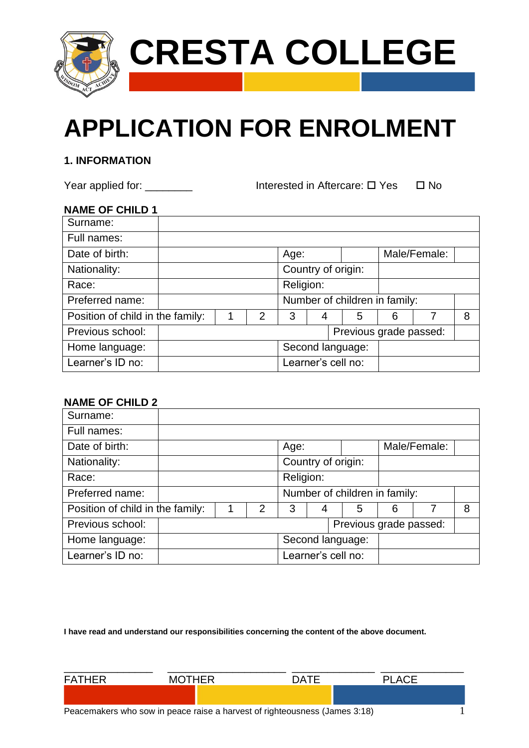# CRESTA COLLEGE

# APPLICATION FOR ENROLMENT

## 1. INFORMATION

Year applied for: ________ Interested in Aftercare: ☐ Yes ☐ No

**NAME OF CHILD 1**

| Surname: | | | | | | | | | |
|---|---|---|---|---|---|---|---|---|---|
| Full names: | | | | | | | | | |
| Date of birth: | | | Age: | | | Male/Female: | | | |
| Nationality: | | | Country of origin: | | | | | | |
| Race: | | | Religion: | | | | | | |
| Preferred name: | | | Number of children in family: | | | | | | |
| Position of child in the family: | 1 | 2 | 3 | 4 | 5 | 6 | 7 | 8 | |
| Previous school: | | | | Previous grade passed: | | | | | |
| Home language: | | | Second language: | | | | | | |
| Learner's ID no: | | | Learner's cell no: | | | | | | |

**NAME OF CHILD 2**

| Surname: | | | | | | | | | |
|---|---|---|---|---|---|---|---|---|---|
| Full names: | | | | | | | | | |
| Date of birth: | | | Age: | | | Male/Female: | | | |
| Nationality: | | | Country of origin: | | | | | | |
| Race: | | | Religion: | | | | | | |
| Preferred name: | | | Number of children in family: | | | | | | |
| Position of child in the family: | 1 | 2 | 3 | 4 | 5 | 6 | 7 | 8 | |
| Previous school: | | | | Previous grade passed: | | | | | |
| Home language: | | | Second language: | | | | | | |
| Learner's ID no: | | | Learner's cell no: | | | | | | |

**I have read and understand our responsibilities concerning the content of the above document.**

_______________ _______________ _______________ _______________

FATHER MOTHER DATE PLACE

Peacemakers who sow in peace raise a harvest of righteousness (James 3:18)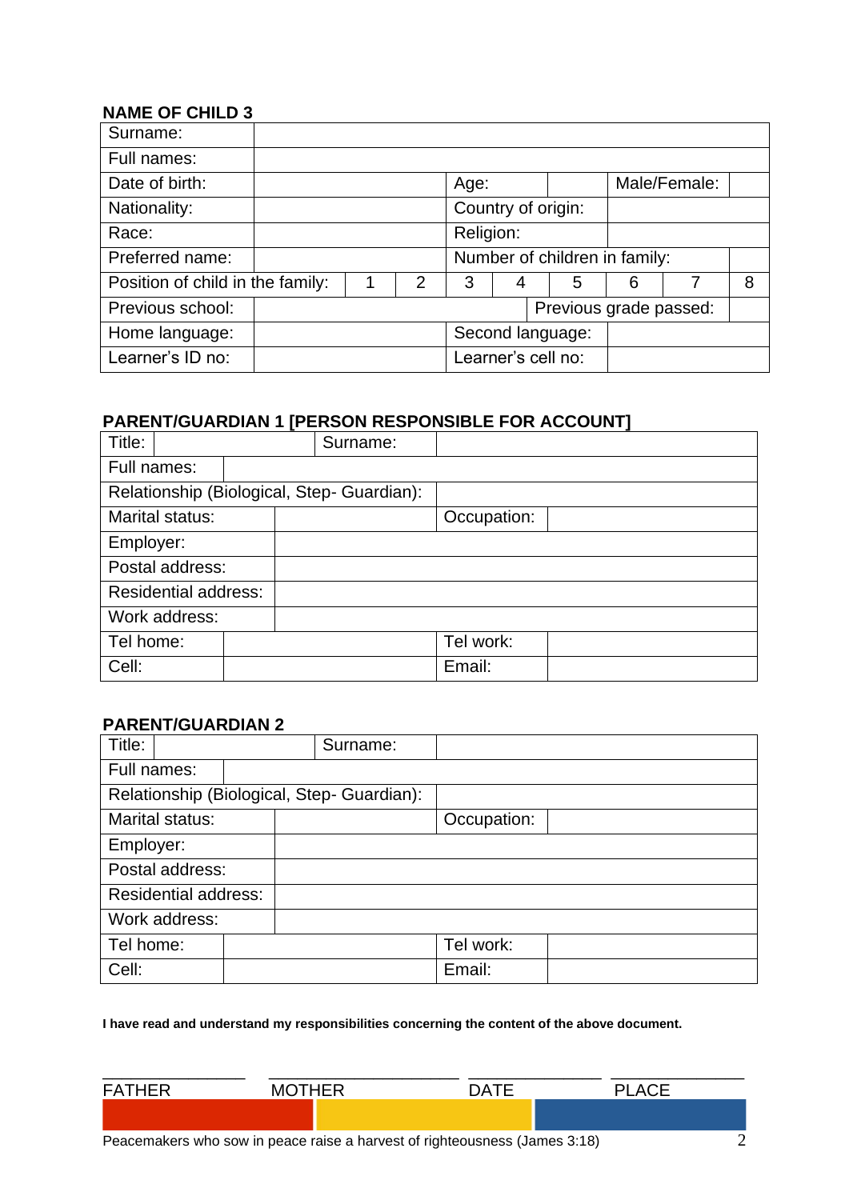**NAME OF CHILD 3**

| | | | | | | | | | |
|---|---|---|---|---|---|---|---|---|---|
| Surname: | | | | | | | | | |
| Full names: | | | | | | | | | |
| Date of birth: | | | Age: | | | Male/Female: | | | |
| Nationality: | | | Country of origin: | | | | | | |
| Race: | | | Religion: | | | | | | |
| Preferred name: | | | Number of children in family: | | | | | | |
| Position of child in the family: | 1 | 2 | 3 | 4 | 5 | 6 | 7 | 8 | |
| Previous school: | | | | Previous grade passed: | | | | | |
| Home language: | | | Second language: | | | | | | |
| Learner's ID no: | | | Learner's cell no: | | | | | | |

**PARENT/GUARDIAN 1 [PERSON RESPONSIBLE FOR ACCOUNT]**

| | | | |
|---|---|---|---|
| Title: | | Surname: | |
| Full names: | | | |
| Relationship (Biological, Step- Guardian): | | | |
| Marital status: | | Occupation: | |
| Employer: | | | |
| Postal address: | | | |
| Residential address: | | | |
| Work address: | | | |
| Tel home: | | Tel work: | |
| Cell: | | Email: | |

**PARENT/GUARDIAN 2**

| | | | |
|---|---|---|---|
| Title: | | Surname: | |
| Full names: | | | |
| Relationship (Biological, Step- Guardian): | | | |
| Marital status: | | Occupation: | |
| Employer: | | | |
| Postal address: | | | |
| Residential address: | | | |
| Work address: | | | |
| Tel home: | | Tel work: | |
| Cell: | | Email: | |

**I have read and understand my responsibilities concerning the content of the above document.**

\_\_\_\_\_\_\_\_\_\_\_\_\_\_\_\_ \_\_\_\_\_\_\_\_\_\_\_\_\_\_\_\_\_\_\_\_ \_\_\_\_\_\_\_\_\_\_\_\_\_\_ \_\_\_\_\_\_\_\_\_\_\_\_\_\_

FATHER MOTHER DATE PLACE

Peacemakers who sow in peace raise a harvest of righteousness (James 3:18)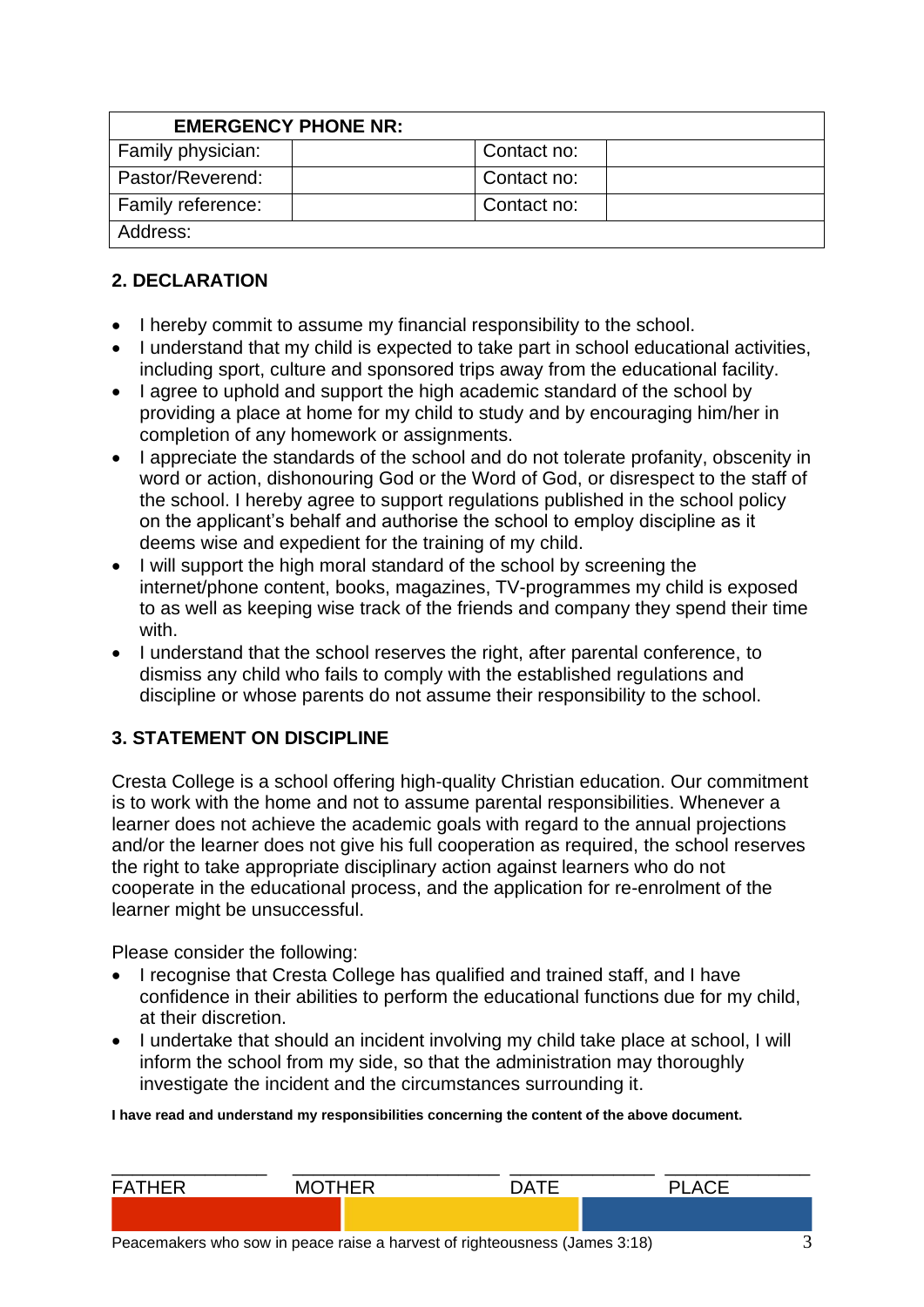| EMERGENCY PHONE NR: | | | |
|---|---|---|---|
| Family physician: | | Contact no: | |
| Pastor/Reverend: | | Contact no: | |
| Family reference: | | Contact no: | |
| Address: | | | |

## 2. DECLARATION

- I hereby commit to assume my financial responsibility to the school.
- I understand that my child is expected to take part in school educational activities, including sport, culture and sponsored trips away from the educational facility.
- I agree to uphold and support the high academic standard of the school by providing a place at home for my child to study and by encouraging him/her in completion of any homework or assignments.
- I appreciate the standards of the school and do not tolerate profanity, obscenity in word or action, dishonouring God or the Word of God, or disrespect to the staff of the school. I hereby agree to support regulations published in the school policy on the applicant's behalf and authorise the school to employ discipline as it deems wise and expedient for the training of my child.
- I will support the high moral standard of the school by screening the internet/phone content, books, magazines, TV-programmes my child is exposed to as well as keeping wise track of the friends and company they spend their time with.
- I understand that the school reserves the right, after parental conference, to dismiss any child who fails to comply with the established regulations and discipline or whose parents do not assume their responsibility to the school.

## 3. STATEMENT ON DISCIPLINE

Cresta College is a school offering high-quality Christian education. Our commitment is to work with the home and not to assume parental responsibilities. Whenever a learner does not achieve the academic goals with regard to the annual projections and/or the learner does not give his full cooperation as required, the school reserves the right to take appropriate disciplinary action against learners who do not cooperate in the educational process, and the application for re-enrolment of the learner might be unsuccessful.

Please consider the following:

- I recognise that Cresta College has qualified and trained staff, and I have confidence in their abilities to perform the educational functions due for my child, at their discretion.
- I undertake that should an incident involving my child take place at school, I will inform the school from my side, so that the administration may thoroughly investigate the incident and the circumstances surrounding it.

**I have read and understand my responsibilities concerning the content of the above document.**

| ______________ | ____________________ | ______________ | ______________ |
|---|---|---|---|
| FATHER | MOTHER | DATE | PLACE |

Peacemakers who sow in peace raise a harvest of righteousness (James 3:18)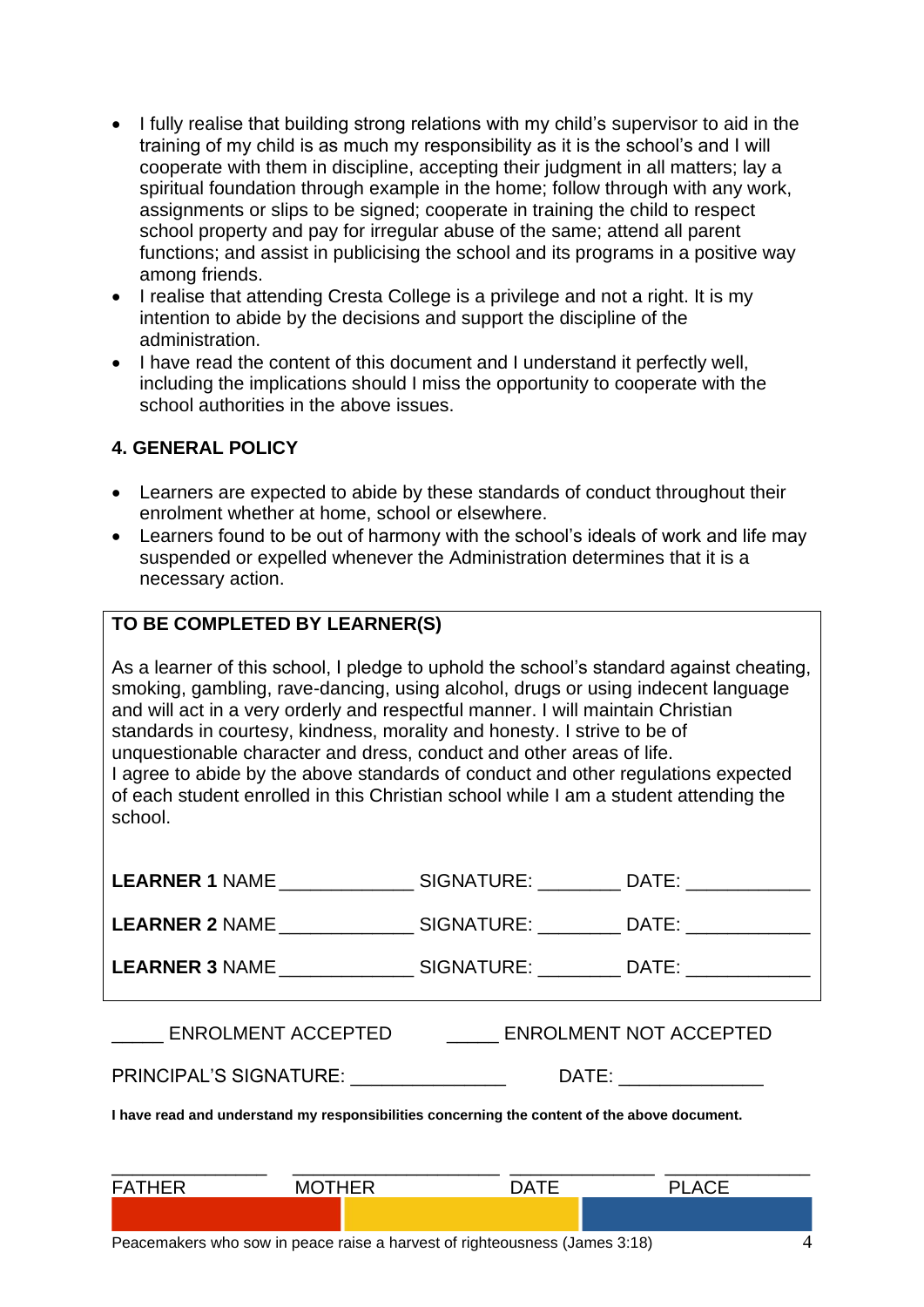- I fully realise that building strong relations with my child's supervisor to aid in the training of my child is as much my responsibility as it is the school's and I will cooperate with them in discipline, accepting their judgment in all matters; lay a spiritual foundation through example in the home; follow through with any work, assignments or slips to be signed; cooperate in training the child to respect school property and pay for irregular abuse of the same; attend all parent functions; and assist in publicising the school and its programs in a positive way among friends.
- I realise that attending Cresta College is a privilege and not a right. It is my intention to abide by the decisions and support the discipline of the administration.
- I have read the content of this document and I understand it perfectly well, including the implications should I miss the opportunity to cooperate with the school authorities in the above issues.

### 4. GENERAL POLICY

- Learners are expected to abide by these standards of conduct throughout their enrolment whether at home, school or elsewhere.
- Learners found to be out of harmony with the school's ideals of work and life may suspended or expelled whenever the Administration determines that it is a necessary action.

**TO BE COMPLETED BY LEARNER(S)**

As a learner of this school, I pledge to uphold the school's standard against cheating, smoking, gambling, rave-dancing, using alcohol, drugs or using indecent language and will act in a very orderly and respectful manner. I will maintain Christian standards in courtesy, kindness, morality and honesty. I strive to be of unquestionable character and dress, conduct and other areas of life.
I agree to abide by the above standards of conduct and other regulations expected of each student enrolled in this Christian school while I am a student attending the school.

**LEARNER 1** NAME _____________ SIGNATURE: ________ DATE: ____________

**LEARNER 2** NAME _____________ SIGNATURE: ________ DATE: ____________

**LEARNER 3** NAME _____________ SIGNATURE: ________ DATE: ____________

_____ ENROLMENT ACCEPTED _____ ENROLMENT NOT ACCEPTED

PRINCIPAL'S SIGNATURE: _______________ DATE: ______________

**I have read and understand my responsibilities concerning the content of the above document.**

_______________ ____________________ ______________ ______________

FATHER MOTHER DATE PLACE

Peacemakers who sow in peace raise a harvest of righteousness (James 3:18)